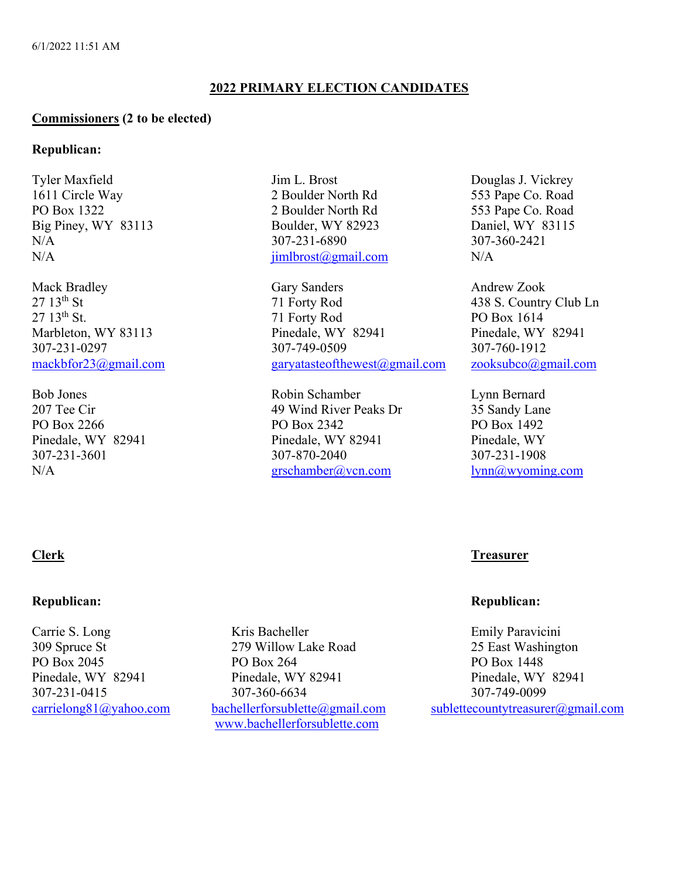6/1/2022 11:51 AM

## 2022 PRIMARY ELECTION CANDIDATES

### Commissioners (2 to be elected)

**Republican:**

Tyler Maxfield
1611 Circle Way
PO Box 1322
Big Piney, WY 83113
N/A
N/A

Jim L. Brost
2 Boulder North Rd
2 Boulder North Rd
Boulder, WY 82923
307-231-6890
jimlbrost@gmail.com

Douglas J. Vickrey
553 Pape Co. Road
553 Pape Co. Road
Daniel, WY 83115
307-360-2421
N/A

Mack Bradley
27 13th St
27 13th St.
Marbleton, WY 83113
307-231-0297
mackbfor23@gmail.com

Gary Sanders
71 Forty Rod
71 Forty Rod
Pinedale, WY 82941
307-749-0509
garyatasteofthewest@gmail.com

Andrew Zook
438 S. Country Club Ln
PO Box 1614
Pinedale, WY 82941
307-760-1912
zooksubco@gmail.com

Bob Jones
207 Tee Cir
PO Box 2266
Pinedale, WY 82941
307-231-3601
N/A

Robin Schamber
49 Wind River Peaks Dr
PO Box 2342
Pinedale, WY 82941
307-870-2040
grschamber@vcn.com

Lynn Bernard
35 Sandy Lane
PO Box 1492
Pinedale, WY
307-231-1908
lynn@wyoming.com

### Clerk

**Republican:**

Carrie S. Long
309 Spruce St
PO Box 2045
Pinedale, WY 82941
307-231-0415
carrielong81@yahoo.com

Kris Bacheller
279 Willow Lake Road
PO Box 264
Pinedale, WY 82941
307-360-6634
bachellerforsublette@gmail.com
www.bachellerforsublette.com

### Treasurer

**Republican:**

Emily Paravicini
25 East Washington
PO Box 1448
Pinedale, WY 82941
307-749-0099
sublettecountytreasurer@gmail.com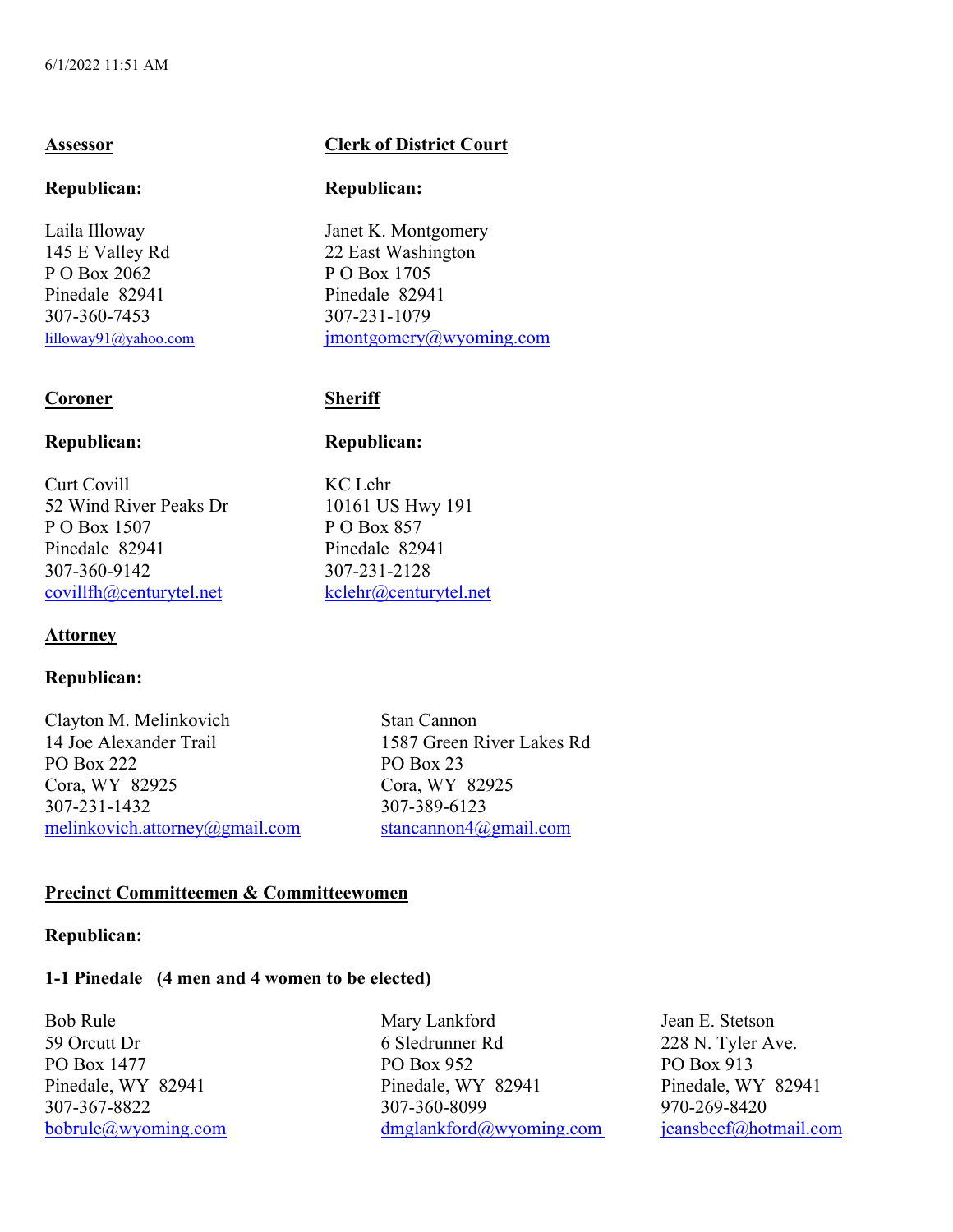6/1/2022 11:51 AM

## Assessor

**Republican:**

Laila Illoway
145 E Valley Rd
P O Box 2062
Pinedale 82941
307-360-7453
lilloway91@yahoo.com

## Clerk of District Court

**Republican:**

Janet K. Montgomery
22 East Washington
P O Box 1705
Pinedale 82941
307-231-1079
jmontgomery@wyoming.com

## Coroner

**Republican:**

Curt Covill
52 Wind River Peaks Dr
P O Box 1507
Pinedale 82941
307-360-9142
covillfh@centurytel.net

## Sheriff

**Republican:**

KC Lehr
10161 US Hwy 191
P O Box 857
Pinedale 82941
307-231-2128
kclehr@centurytel.net

## Attorney

**Republican:**

Clayton M. Melinkovich
14 Joe Alexander Trail
PO Box 222
Cora, WY 82925
307-231-1432
melinkovich.attorney@gmail.com

Stan Cannon
1587 Green River Lakes Rd
PO Box 23
Cora, WY 82925
307-389-6123
stancannon4@gmail.com

## Precinct Committeemen & Committeewomen

**Republican:**

**1-1 Pinedale (4 men and 4 women to be elected)**

Bob Rule
59 Orcutt Dr
PO Box 1477
Pinedale, WY 82941
307-367-8822
bobrule@wyoming.com

Mary Lankford
6 Sledrunner Rd
PO Box 952
Pinedale, WY 82941
307-360-8099
dmglankford@wyoming.com

Jean E. Stetson
228 N. Tyler Ave.
PO Box 913
Pinedale, WY 82941
970-269-8420
jeansbeef@hotmail.com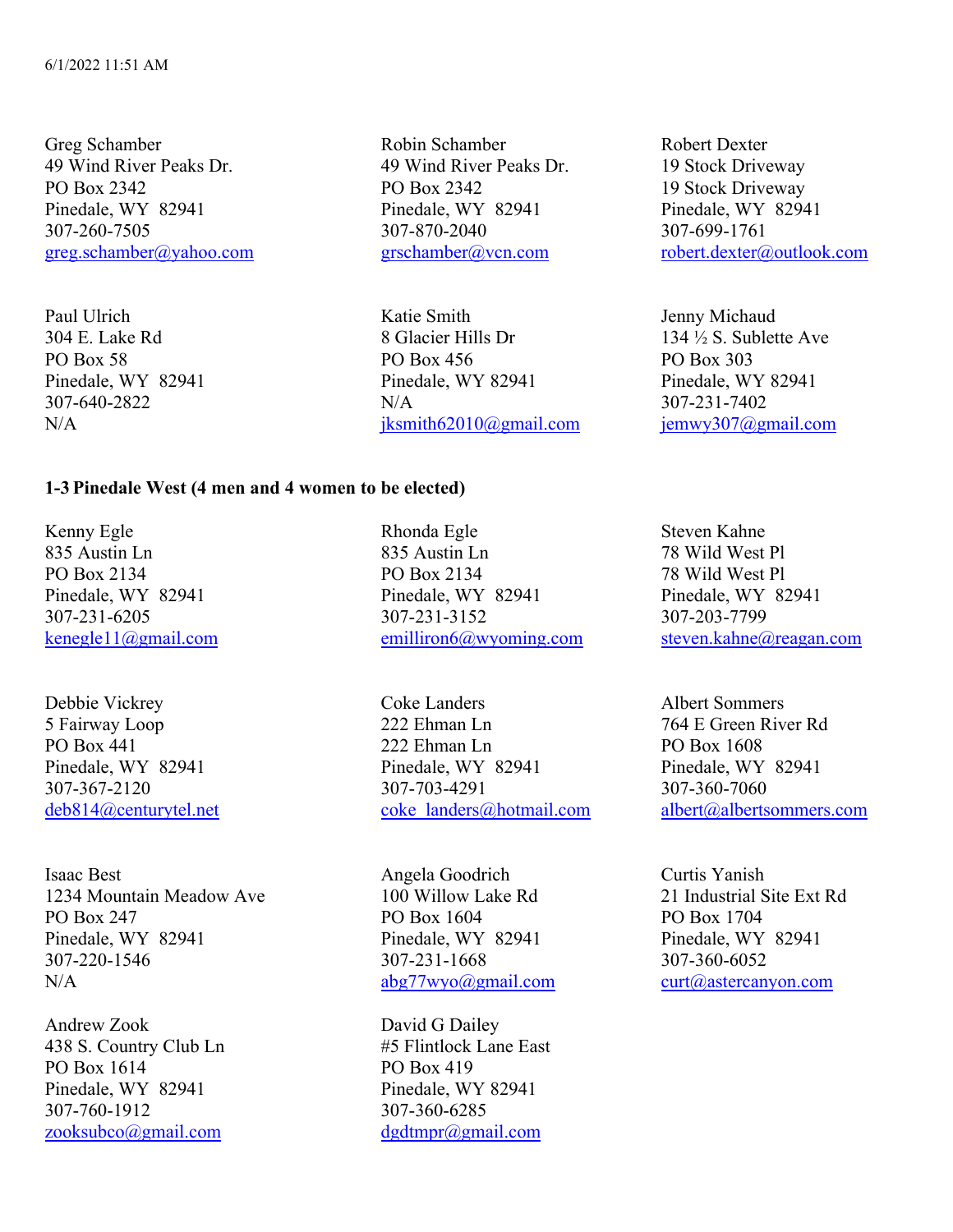Greg Schamber
49 Wind River Peaks Dr.
PO Box 2342
Pinedale, WY 82941
307-260-7505
greg.schamber@yahoo.com

Robin Schamber
49 Wind River Peaks Dr.
PO Box 2342
Pinedale, WY 82941
307-870-2040
grschamber@vcn.com

Robert Dexter
19 Stock Driveway
19 Stock Driveway
Pinedale, WY 82941
307-699-1761
robert.dexter@outlook.com

Paul Ulrich
304 E. Lake Rd
PO Box 58
Pinedale, WY 82941
307-640-2822
N/A

Katie Smith
8 Glacier Hills Dr
PO Box 456
Pinedale, WY 82941
N/A
jksmith62010@gmail.com

Jenny Michaud
134 ½ S. Sublette Ave
PO Box 303
Pinedale, WY 82941
307-231-7402
jemwy307@gmail.com

**1-3 Pinedale West (4 men and 4 women to be elected)**

Kenny Egle
835 Austin Ln
PO Box 2134
Pinedale, WY 82941
307-231-6205
kenegle11@gmail.com

Rhonda Egle
835 Austin Ln
PO Box 2134
Pinedale, WY 82941
307-231-3152
emilliron6@wyoming.com

Steven Kahne
78 Wild West Pl
78 Wild West Pl
Pinedale, WY 82941
307-203-7799
steven.kahne@reagan.com

Debbie Vickrey
5 Fairway Loop
PO Box 441
Pinedale, WY 82941
307-367-2120
deb814@centurytel.net

Coke Landers
222 Ehman Ln
222 Ehman Ln
Pinedale, WY 82941
307-703-4291
coke_landers@hotmail.com

Albert Sommers
764 E Green River Rd
PO Box 1608
Pinedale, WY 82941
307-360-7060
albert@albertsommers.com

Isaac Best
1234 Mountain Meadow Ave
PO Box 247
Pinedale, WY 82941
307-220-1546
N/A

Angela Goodrich
100 Willow Lake Rd
PO Box 1604
Pinedale, WY 82941
307-231-1668
abg77wyo@gmail.com

Curtis Yanish
21 Industrial Site Ext Rd
PO Box 1704
Pinedale, WY 82941
307-360-6052
curt@astercanyon.com

Andrew Zook
438 S. Country Club Ln
PO Box 1614
Pinedale, WY 82941
307-760-1912
zooksubco@gmail.com

David G Dailey
#5 Flintlock Lane East
PO Box 419
Pinedale, WY 82941
307-360-6285
dgdtmpr@gmail.com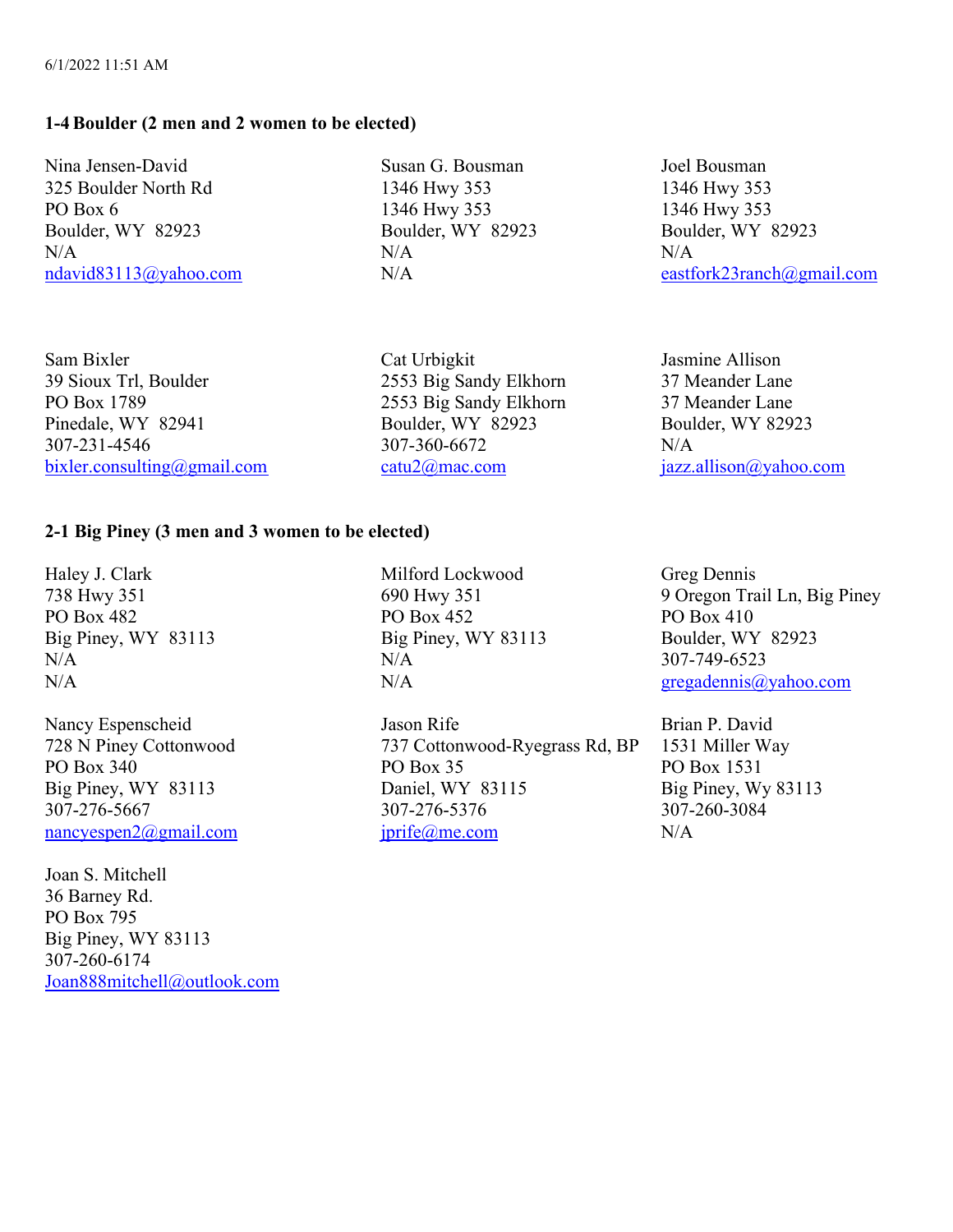6/1/2022 11:51 AM

### 1-4 Boulder (2 men and 2 women to be elected)

Nina Jensen-David
325 Boulder North Rd
PO Box 6
Boulder, WY 82923
N/A
ndavid83113@yahoo.com

Susan G. Bousman
1346 Hwy 353
1346 Hwy 353
Boulder, WY 82923
N/A
N/A

Joel Bousman
1346 Hwy 353
1346 Hwy 353
Boulder, WY 82923
N/A
eastfork23ranch@gmail.com

Sam Bixler
39 Sioux Trl, Boulder
PO Box 1789
Pinedale, WY 82941
307-231-4546
bixler.consulting@gmail.com

Cat Urbigkit
2553 Big Sandy Elkhorn
2553 Big Sandy Elkhorn
Boulder, WY 82923
307-360-6672
catu2@mac.com

Jasmine Allison
37 Meander Lane
37 Meander Lane
Boulder, WY 82923
N/A
jazz.allison@yahoo.com

### 2-1 Big Piney (3 men and 3 women to be elected)

Haley J. Clark
738 Hwy 351
PO Box 482
Big Piney, WY 83113
N/A
N/A

Milford Lockwood
690 Hwy 351
PO Box 452
Big Piney, WY 83113
N/A
N/A

Greg Dennis
9 Oregon Trail Ln, Big Piney
PO Box 410
Boulder, WY 82923
307-749-6523
gregadennis@yahoo.com

Nancy Espenscheid
728 N Piney Cottonwood
PO Box 340
Big Piney, WY 83113
307-276-5667
nancyespen2@gmail.com

Jason Rife
737 Cottonwood-Ryegrass Rd, BP
PO Box 35
Daniel, WY 83115
307-276-5376
jprife@me.com

Brian P. David
1531 Miller Way
PO Box 1531
Big Piney, Wy 83113
307-260-3084
N/A

Joan S. Mitchell
36 Barney Rd.
PO Box 795
Big Piney, WY 83113
307-260-6174
Joan888mitchell@outlook.com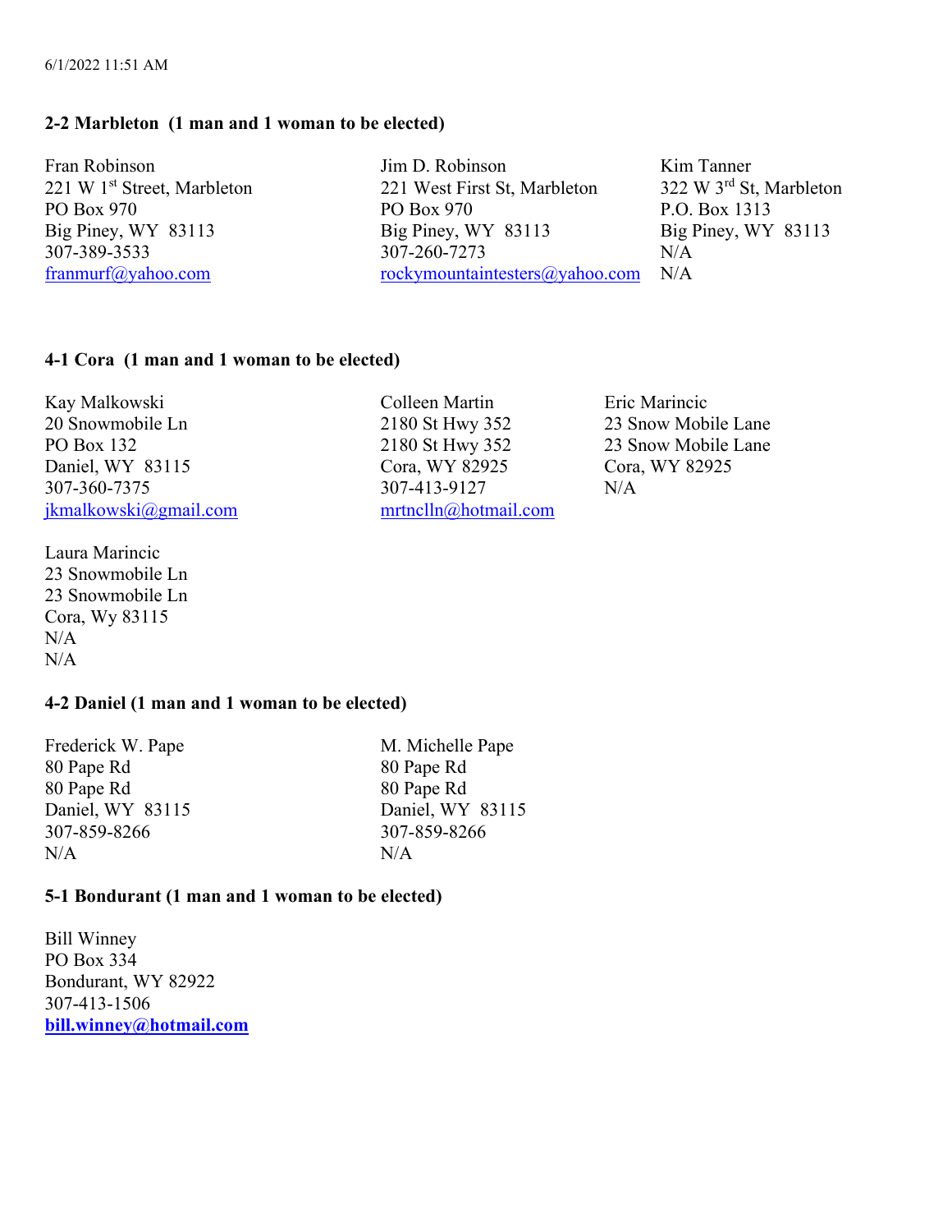6/1/2022 11:51 AM

**2-2 Marbleton (1 man and 1 woman to be elected)**

Fran Robinson
221 W 1st Street, Marbleton
PO Box 970
Big Piney, WY 83113
307-389-3533
franmurf@yahoo.com

Jim D. Robinson
221 West First St, Marbleton
PO Box 970
Big Piney, WY 83113
307-260-7273
rockymountaintesters@yahoo.com

Kim Tanner
322 W 3rd St, Marbleton
P.O. Box 1313
Big Piney, WY 83113
N/A
N/A

**4-1 Cora (1 man and 1 woman to be elected)**

Kay Malkowski
20 Snowmobile Ln
PO Box 132
Daniel, WY 83115
307-360-7375
jkmalkowski@gmail.com

Colleen Martin
2180 St Hwy 352
2180 St Hwy 352
Cora, WY 82925
307-413-9127
mrtnclln@hotmail.com

Eric Marincic
23 Snow Mobile Lane
23 Snow Mobile Lane
Cora, WY 82925
N/A

Laura Marincic
23 Snowmobile Ln
23 Snowmobile Ln
Cora, Wy 83115
N/A
N/A

**4-2 Daniel (1 man and 1 woman to be elected)**

Frederick W. Pape
80 Pape Rd
80 Pape Rd
Daniel, WY 83115
307-859-8266
N/A

M. Michelle Pape
80 Pape Rd
80 Pape Rd
Daniel, WY 83115
307-859-8266
N/A

**5-1 Bondurant (1 man and 1 woman to be elected)**

Bill Winney
PO Box 334
Bondurant, WY 82922
307-413-1506
**bill.winney@hotmail.com**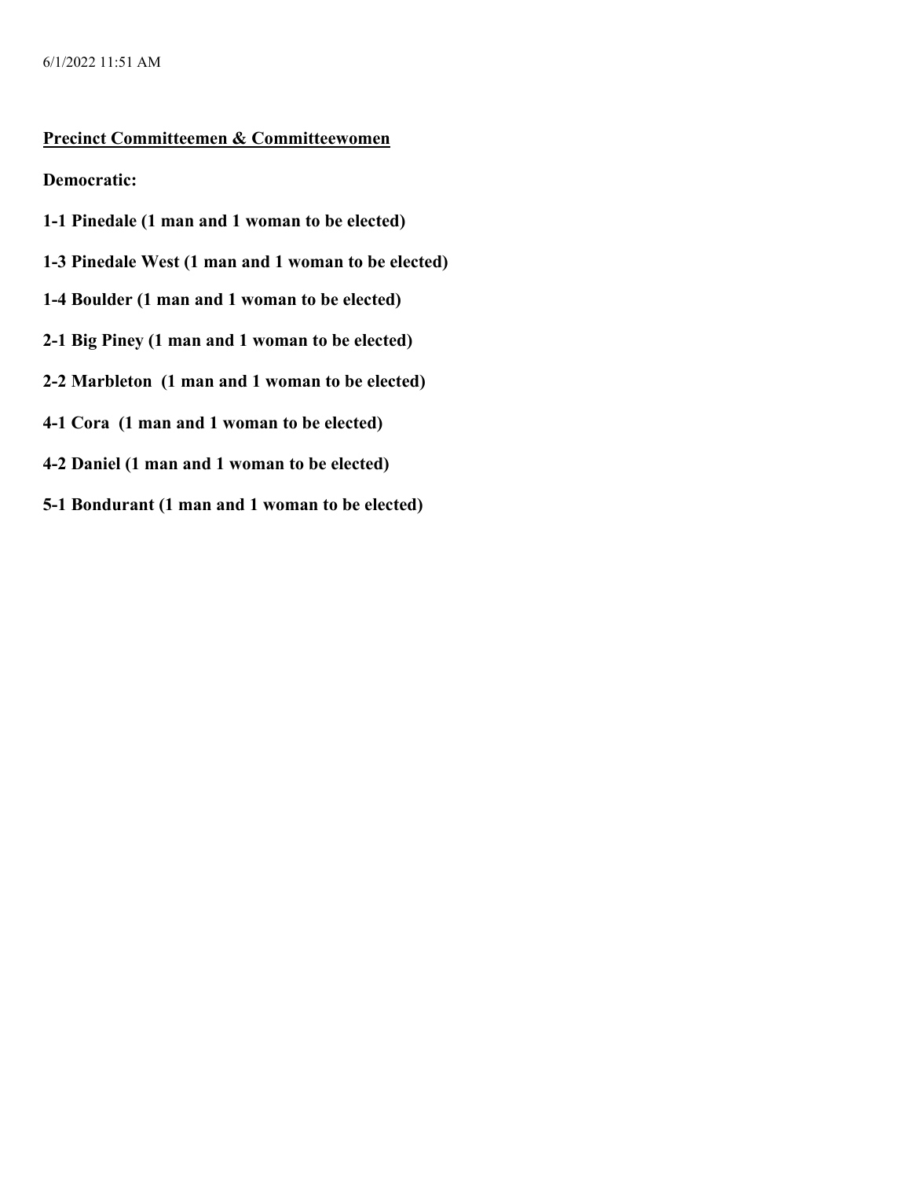6/1/2022 11:51 AM

**Precinct Committeemen & Committeewomen**

**Democratic:**

**1-1 Pinedale (1 man and 1 woman to be elected)**

**1-3 Pinedale West (1 man and 1 woman to be elected)**

**1-4 Boulder (1 man and 1 woman to be elected)**

**2-1 Big Piney (1 man and 1 woman to be elected)**

**2-2 Marbleton (1 man and 1 woman to be elected)**

**4-1 Cora (1 man and 1 woman to be elected)**

**4-2 Daniel (1 man and 1 woman to be elected)**

**5-1 Bondurant (1 man and 1 woman to be elected)**